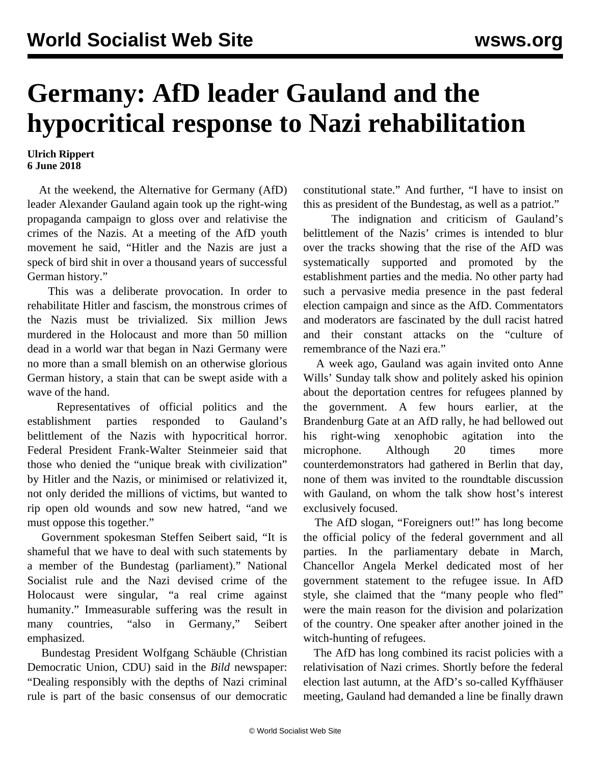# Germany: AfD leader Gauland and the hypocritical response to Nazi rehabilitation

**Ulrich Rippert**
**6 June 2018**

At the weekend, the Alternative for Germany (AfD) leader Alexander Gauland again took up the right-wing propaganda campaign to gloss over and relativise the crimes of the Nazis. At a meeting of the AfD youth movement he said, "Hitler and the Nazis are just a speck of bird shit in over a thousand years of successful German history."

This was a deliberate provocation. In order to rehabilitate Hitler and fascism, the monstrous crimes of the Nazis must be trivialized. Six million Jews murdered in the Holocaust and more than 50 million dead in a world war that began in Nazi Germany were no more than a small blemish on an otherwise glorious German history, a stain that can be swept aside with a wave of the hand.

Representatives of official politics and the establishment parties responded to Gauland's belittlement of the Nazis with hypocritical horror. Federal President Frank-Walter Steinmeier said that those who denied the "unique break with civilization" by Hitler and the Nazis, or minimised or relativized it, not only derided the millions of victims, but wanted to rip open old wounds and sow new hatred, "and we must oppose this together."

Government spokesman Steffen Seibert said, "It is shameful that we have to deal with such statements by a member of the Bundestag (parliament)." National Socialist rule and the Nazi devised crime of the Holocaust were singular, "a real crime against humanity." Immeasurable suffering was the result in many countries, "also in Germany," Seibert emphasized.

Bundestag President Wolfgang Schäuble (Christian Democratic Union, CDU) said in the *Bild* newspaper: "Dealing responsibly with the depths of Nazi criminal rule is part of the basic consensus of our democratic constitutional state." And further, "I have to insist on this as president of the Bundestag, as well as a patriot."

The indignation and criticism of Gauland's belittlement of the Nazis' crimes is intended to blur over the tracks showing that the rise of the AfD was systematically supported and promoted by the establishment parties and the media. No other party had such a pervasive media presence in the past federal election campaign and since as the AfD. Commentators and moderators are fascinated by the dull racist hatred and their constant attacks on the "culture of remembrance of the Nazi era."

A week ago, Gauland was again invited onto Anne Wills' Sunday talk show and politely asked his opinion about the deportation centres for refugees planned by the government. A few hours earlier, at the Brandenburg Gate at an AfD rally, he had bellowed out his right-wing xenophobic agitation into the microphone. Although 20 times more counterdemonstrators had gathered in Berlin that day, none of them was invited to the roundtable discussion with Gauland, on whom the talk show host's interest exclusively focused.

The AfD slogan, "Foreigners out!" has long become the official policy of the federal government and all parties. In the parliamentary debate in March, Chancellor Angela Merkel dedicated most of her government statement to the refugee issue. In AfD style, she claimed that the "many people who fled" were the main reason for the division and polarization of the country. One speaker after another joined in the witch-hunting of refugees.

The AfD has long combined its racist policies with a relativisation of Nazi crimes. Shortly before the federal election last autumn, at the AfD's so-called Kyffhäuser meeting, Gauland had demanded a line be finally drawn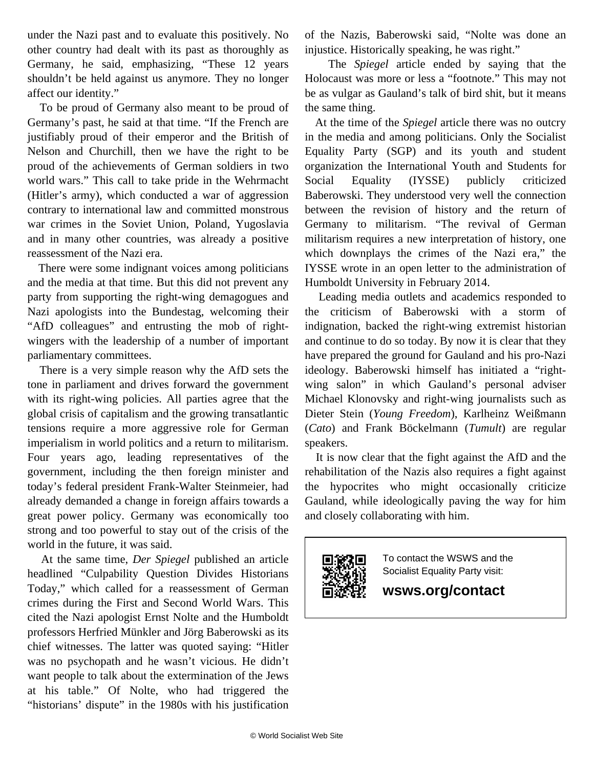under the Nazi past and to evaluate this positively. No other country had dealt with its past as thoroughly as Germany, he said, emphasizing, "These 12 years shouldn't be held against us anymore. They no longer affect our identity."

To be proud of Germany also meant to be proud of Germany's past, he said at that time. "If the French are justifiably proud of their emperor and the British of Nelson and Churchill, then we have the right to be proud of the achievements of German soldiers in two world wars." This call to take pride in the Wehrmacht (Hitler's army), which conducted a war of aggression contrary to international law and committed monstrous war crimes in the Soviet Union, Poland, Yugoslavia and in many other countries, was already a positive reassessment of the Nazi era.

There were some indignant voices among politicians and the media at that time. But this did not prevent any party from supporting the right-wing demagogues and Nazi apologists into the Bundestag, welcoming their "AfD colleagues" and entrusting the mob of right-wingers with the leadership of a number of important parliamentary committees.

There is a very simple reason why the AfD sets the tone in parliament and drives forward the government with its right-wing policies. All parties agree that the global crisis of capitalism and the growing transatlantic tensions require a more aggressive role for German imperialism in world politics and a return to militarism. Four years ago, leading representatives of the government, including the then foreign minister and today's federal president Frank-Walter Steinmeier, had already demanded a change in foreign affairs towards a great power policy. Germany was economically too strong and too powerful to stay out of the crisis of the world in the future, it was said.

At the same time, *Der Spiegel* published an article headlined "Culpability Question Divides Historians Today," which called for a reassessment of German crimes during the First and Second World Wars. This cited the Nazi apologist Ernst Nolte and the Humboldt professors Herfried Münkler and Jörg Baberowski as its chief witnesses. The latter was quoted saying: "Hitler was no psychopath and he wasn't vicious. He didn't want people to talk about the extermination of the Jews at his table." Of Nolte, who had triggered the "historians' dispute" in the 1980s with his justification of the Nazis, Baberowski said, "Nolte was done an injustice. Historically speaking, he was right."

The *Spiegel* article ended by saying that the Holocaust was more or less a "footnote." This may not be as vulgar as Gauland's talk of bird shit, but it means the same thing.

At the time of the *Spiegel* article there was no outcry in the media and among politicians. Only the Socialist Equality Party (SGP) and its youth and student organization the International Youth and Students for Social Equality (IYSSE) publicly criticized Baberowski. They understood very well the connection between the revision of history and the return of Germany to militarism. "The revival of German militarism requires a new interpretation of history, one which downplays the crimes of the Nazi era," the IYSSE wrote in an open letter to the administration of Humboldt University in February 2014.

Leading media outlets and academics responded to the criticism of Baberowski with a storm of indignation, backed the right-wing extremist historian and continue to do so today. By now it is clear that they have prepared the ground for Gauland and his pro-Nazi ideology. Baberowski himself has initiated a "right-wing salon" in which Gauland's personal adviser Michael Klonovsky and right-wing journalists such as Dieter Stein (*Young Freedom*), Karlheinz Weißmann (*Cato*) and Frank Böckelmann (*Tumult*) are regular speakers.

It is now clear that the fight against the AfD and the rehabilitation of the Nazis also requires a fight against the hypocrites who might occasionally criticize Gauland, while ideologically paving the way for him and closely collaborating with him.

To contact the WSWS and the Socialist Equality Party visit:

**wsws.org/contact**